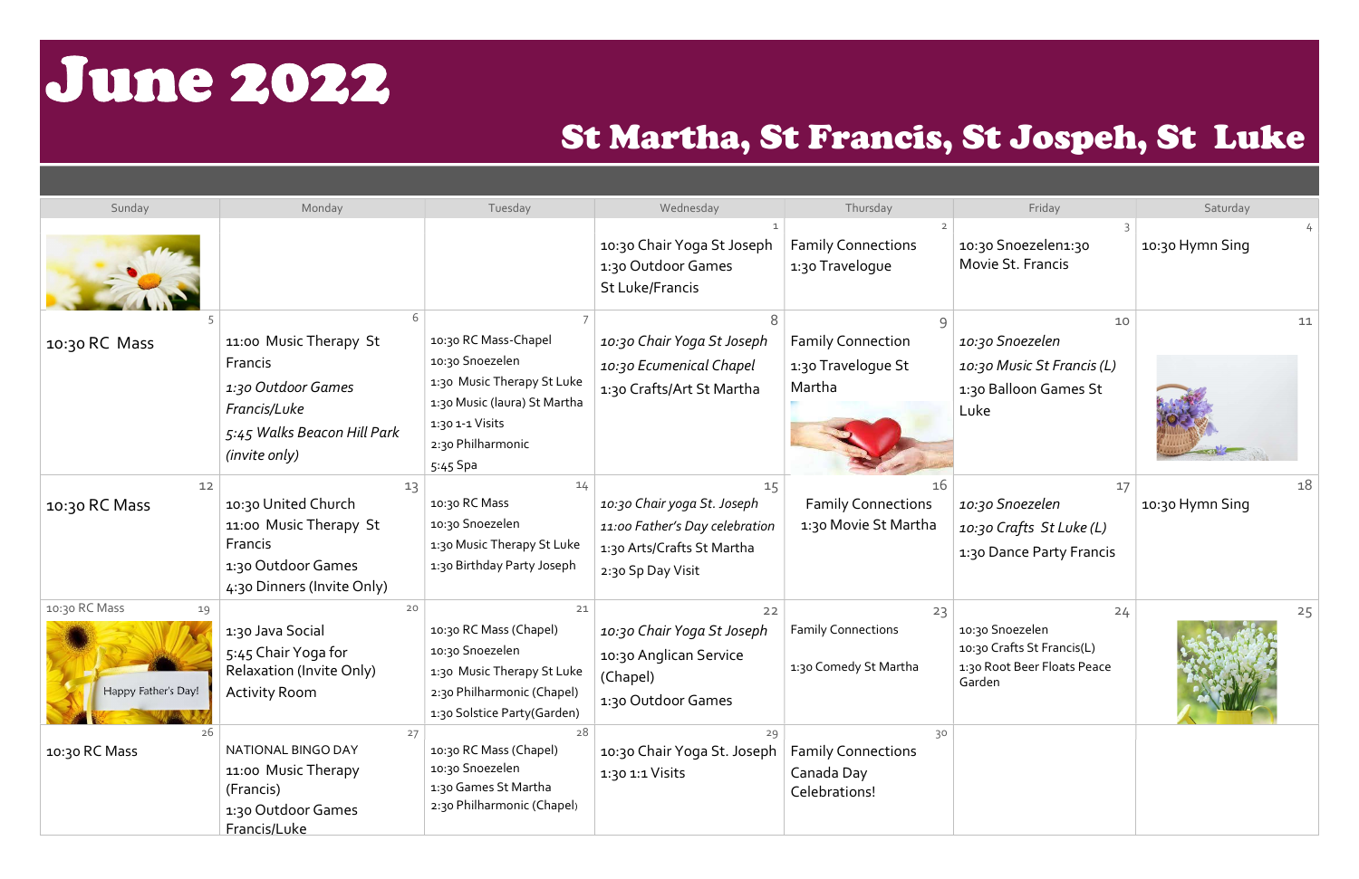# June 2022

## St Martha, St Francis, St Jospeh, St Luke

| Sunday | Monday | Tuesday | Wednesday | Thursday | Friday | Saturday |
|---|---|---|---|---|---|---|
| | | | 1<br>10:30 Chair Yoga St Joseph<br>1:30 Outdoor Games St Luke/Francis | 2<br>Family Connections<br>1:30 Travelogue | 3<br>10:30 Snoezelen1:30 Movie St. Francis | 4<br>10:30 Hymn Sing |
| 5<br>10:30 RC Mass | 6<br>11:00 Music Therapy St Francis<br>*1:30 Outdoor Games Francis/Luke*<br>*5:45 Walks Beacon Hill Park (invite only)* | 7<br>10:30 RC Mass-Chapel<br>10:30 Snoezelen<br>1:30 Music Therapy St Luke<br>1:30 Music (laura) St Martha<br>1:30 1-1 Visits<br>2:30 Philharmonic<br>5:45 Spa | 8<br>*10:30 Chair Yoga St Joseph*<br>*10:30 Ecumenical Chapel*<br>1:30 Crafts/Art St Martha | 9<br>Family Connection<br>1:30 Travelogue St Martha | 10<br>*10:30 Snoezelen*<br>*10:30 Music St Francis (L)*<br>1:30 Balloon Games St Luke | 11 |
| 12<br>10:30 RC Mass | 13<br>10:30 United Church<br>11:00 Music Therapy St Francis<br>1:30 Outdoor Games<br>4:30 Dinners (Invite Only) | 14<br>10:30 RC Mass<br>10:30 Snoezelen<br>1:30 Music Therapy St Luke<br>1:30 Birthday Party Joseph | 15<br>*10:30 Chair yoga St. Joseph*<br>*11:00 Father's Day celebration*<br>1:30 Arts/Crafts St Martha<br>2:30 Sp Day Visit | 16<br>Family Connections<br>1:30 Movie St Martha | 17<br>*10:30 Snoezelen*<br>*10:30 Crafts St Luke (L)*<br>1:30 Dance Party Francis | 18<br>10:30 Hymn Sing |
| 19<br>10:30 RC Mass<br>Happy Father's Day! | 20<br>1:30 Java Social<br>5:45 Chair Yoga for Relaxation (Invite Only) Activity Room | 21<br>10:30 RC Mass (Chapel)<br>10:30 Snoezelen<br>1:30 Music Therapy St Luke<br>2:30 Philharmonic (Chapel)<br>1:30 Solstice Party(Garden) | 22<br>*10:30 Chair Yoga St Joseph*<br>10:30 Anglican Service (Chapel)<br>1:30 Outdoor Games | 23<br>Family Connections<br>1:30 Comedy St Martha | 24<br>10:30 Snoezelen<br>10:30 Crafts St Francis(L)<br>1:30 Root Beer Floats Peace Garden | 25 |
| 26<br>10:30 RC Mass | 27<br>NATIONAL BINGO DAY<br>11:00 Music Therapy (Francis)<br>1:30 Outdoor Games Francis/Luke | 28<br>10:30 RC Mass (Chapel)<br>10:30 Snoezelen<br>1:30 Games St Martha<br>2:30 Philharmonic (Chapel) | 29<br>10:30 Chair Yoga St. Joseph<br>1:30 1:1 Visits | 30<br>Family Connections<br>Canada Day Celebrations! | | |